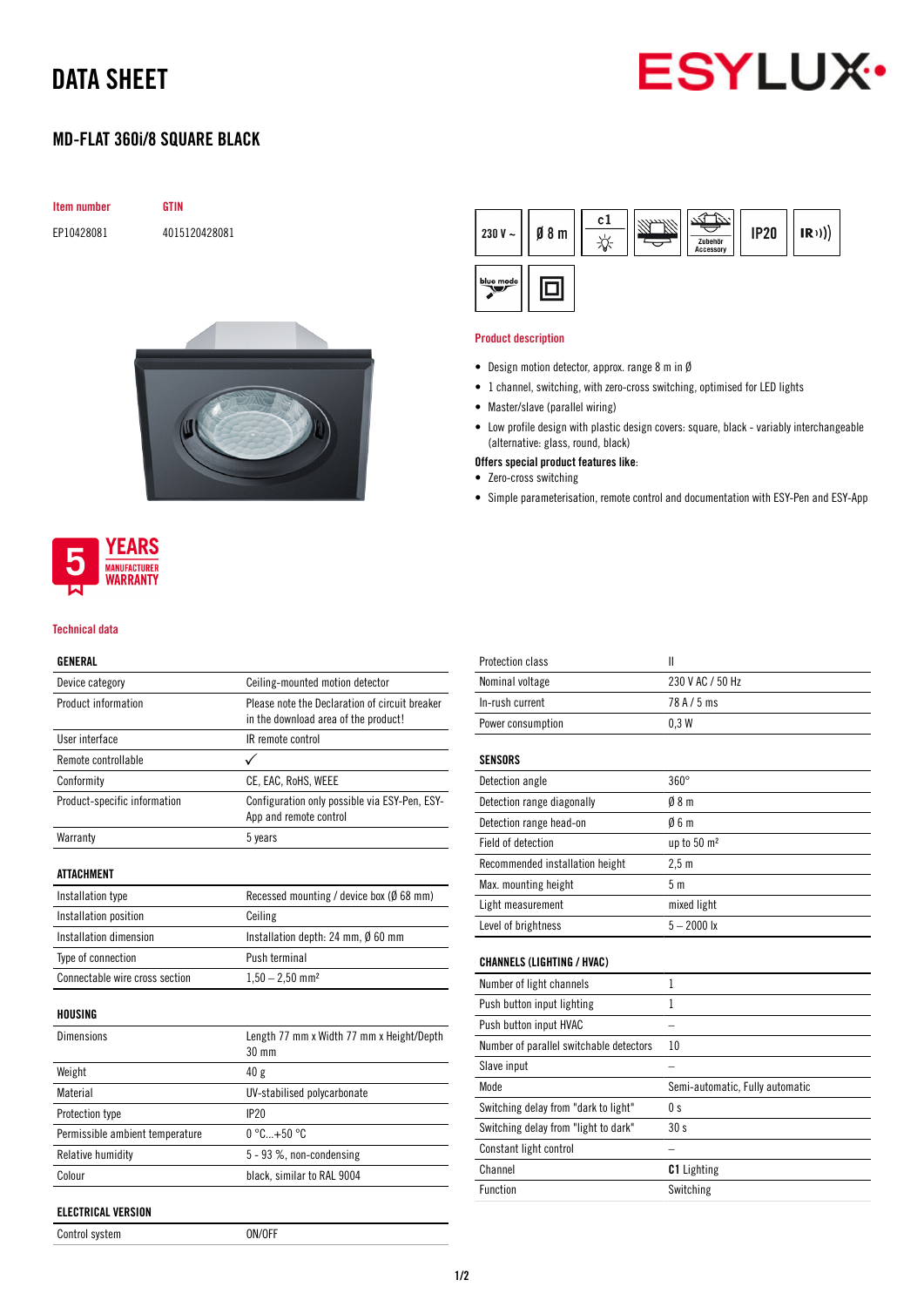# DATA SHEET

## MD-FLAT 360i/8 SQUARE BLACK

| Item number | GTIN |
|---|---|
| EP10428081 | 4015120428081 |

230 V ~ | Ø 8 m | c1 | Zubehör Accessory | IP20 | IR | blue mode

### Product description

- Design motion detector, approx. range 8 m in Ø
- 1 channel, switching, with zero-cross switching, optimised for LED lights
- Master/slave (parallel wiring)
- Low profile design with plastic design covers: square, black - variably interchangeable (alternative: glass, round, black)

**Offers special product features like:**

- Zero-cross switching
- Simple parameterisation, remote control and documentation with ESY-Pen and ESY-App

5 YEARS MANUFACTURER WARRANTY

### Technical data

| GENERAL | |
|---|---|
| Device category | Ceiling-mounted motion detector |
| Product information | Please note the Declaration of circuit breaker in the download area of the product! |
| User interface | IR remote control |
| Remote controllable | ✓ |
| Conformity | CE, EAC, RoHS, WEEE |
| Product-specific information | Configuration only possible via ESY-Pen, ESY-App and remote control |
| Warranty | 5 years |

| ATTACHMENT | |
|---|---|
| Installation type | Recessed mounting / device box (Ø 68 mm) |
| Installation position | Ceiling |
| Installation dimension | Installation depth: 24 mm, Ø 60 mm |
| Type of connection | Push terminal |
| Connectable wire cross section | 1,50 – 2,50 mm² |

| HOUSING | |
|---|---|
| Dimensions | Length 77 mm x Width 77 mm x Height/Depth 30 mm |
| Weight | 40 g |
| Material | UV-stabilised polycarbonate |
| Protection type | IP20 |
| Permissible ambient temperature | 0 °C...+50 °C |
| Relative humidity | 5 - 93 %, non-condensing |
| Colour | black, similar to RAL 9004 |

| ELECTRICAL VERSION | |
|---|---|
| Control system | ON/OFF |
| Protection class | II |
| Nominal voltage | 230 V AC / 50 Hz |
| In-rush current | 78 A / 5 ms |
| Power consumption | 0,3 W |

| SENSORS | |
|---|---|
| Detection angle | 360° |
| Detection range diagonally | Ø 8 m |
| Detection range head-on | Ø 6 m |
| Field of detection | up to 50 m² |
| Recommended installation height | 2,5 m |
| Max. mounting height | 5 m |
| Light measurement | mixed light |
| Level of brightness | 5 – 2000 lx |

| CHANNELS (LIGHTING / HVAC) | |
|---|---|
| Number of light channels | 1 |
| Push button input lighting | 1 |
| Push button input HVAC | – |
| Number of parallel switchable detectors | 10 |
| Slave input | – |
| Mode | Semi-automatic, Fully automatic |
| Switching delay from "dark to light" | 0 s |
| Switching delay from "light to dark" | 30 s |
| Constant light control | – |
| Channel | **C1** Lighting |
| Function | Switching |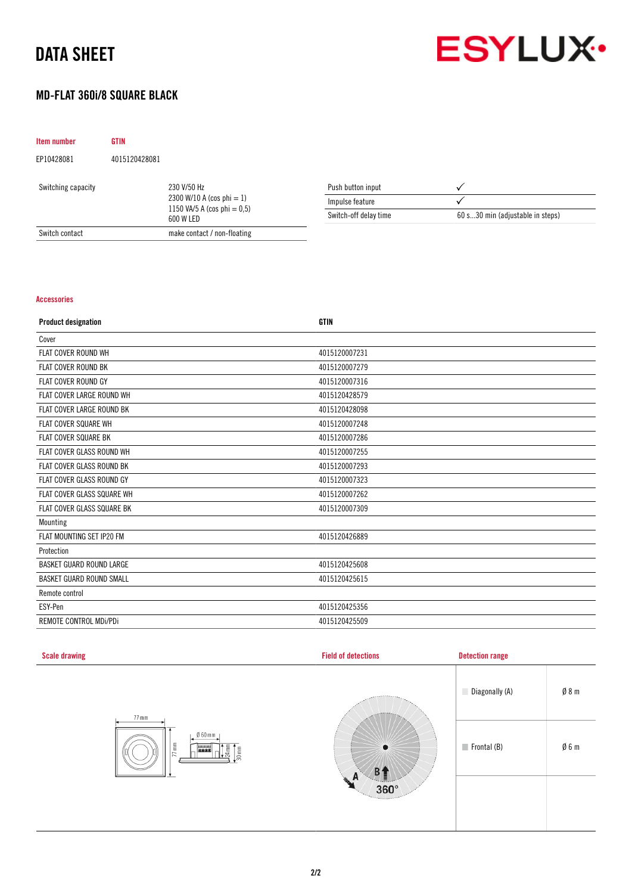# DATA SHEET

ESYLUX

## MD-FLAT 360i/8 SQUARE BLACK

| Item number | GTIN |
|---|---|
| EP10428081 | 4015120428081 |

| | |
|---|---|
| Switching capacity | 230 V/50 Hz<br>2300 W/10 A (cos phi = 1)<br>1150 VA/5 A (cos phi = 0,5)<br>600 W LED |
| Switch contact | make contact / non-floating |

| | |
|---|---|
| Push button input | ✓ |
| Impulse feature | ✓ |
| Switch-off delay time | 60 s...30 min (adjustable in steps) |

### Accessories

| Product designation | GTIN |
|---|---|
| Cover | |
| FLAT COVER ROUND WH | 4015120007231 |
| FLAT COVER ROUND BK | 4015120007279 |
| FLAT COVER ROUND GY | 4015120007316 |
| FLAT COVER LARGE ROUND WH | 4015120428579 |
| FLAT COVER LARGE ROUND BK | 4015120428098 |
| FLAT COVER SQUARE WH | 4015120007248 |
| FLAT COVER SQUARE BK | 4015120007286 |
| FLAT COVER GLASS ROUND WH | 4015120007255 |
| FLAT COVER GLASS ROUND BK | 4015120007293 |
| FLAT COVER GLASS ROUND GY | 4015120007323 |
| FLAT COVER GLASS SQUARE WH | 4015120007262 |
| FLAT COVER GLASS SQUARE BK | 4015120007309 |
| Mounting | |
| FLAT MOUNTING SET IP20 FM | 4015120426889 |
| Protection | |
| BASKET GUARD ROUND LARGE | 4015120425608 |
| BASKET GUARD ROUND SMALL | 4015120425615 |
| Remote control | |
| ESY-Pen | 4015120425356 |
| REMOTE CONTROL MDi/PDi | 4015120425509 |

### Scale drawing

77 mm
77 mm
Ø 60 mm
24 mm
30 mm

### Field of detections

A
B
360°

### Detection range

| | |
|---|---|
| Diagonally (A) | Ø 8 m |
| Frontal (B) | Ø 6 m |